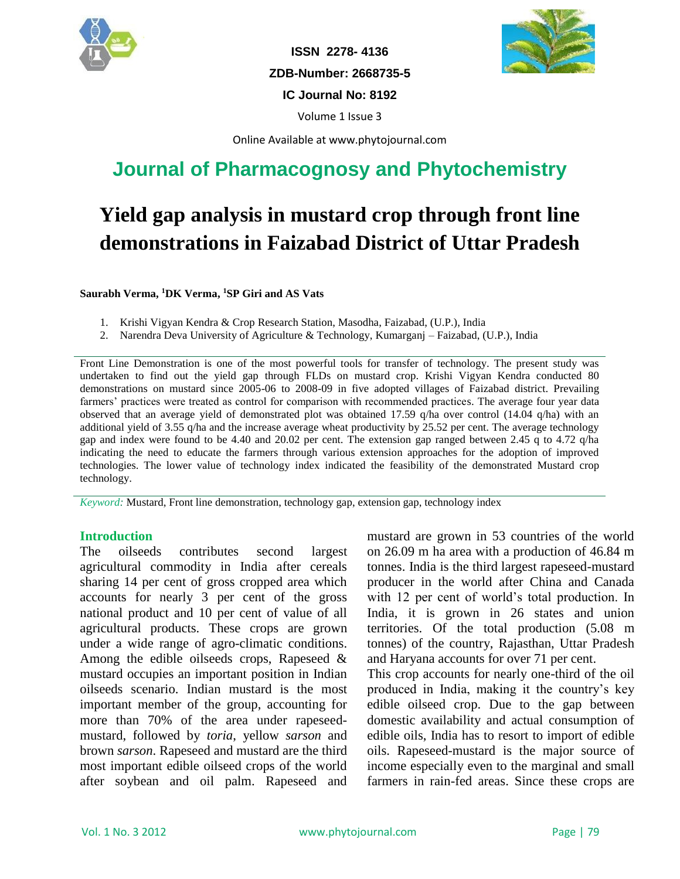ISSN 2278- 4136

ZDB-Number: 2668735-5

IC Journal No: 8192

Volume 1 Issue 3

Online Available at www.phytojournal.com

## Journal of Pharmacognosy and Phytochemistry

# Yield gap analysis in mustard crop through front line demonstrations in Faizabad District of Uttar Pradesh

**Saurabh Verma, [1]DK Verma, [1]SP Giri and AS Vats**

1. Krishi Vigyan Kendra & Crop Research Station, Masodha, Faizabad, (U.P.), India
2. Narendra Deva University of Agriculture & Technology, Kumarganj – Faizabad, (U.P.), India

Front Line Demonstration is one of the most powerful tools for transfer of technology. The present study was undertaken to find out the yield gap through FLDs on mustard crop. Krishi Vigyan Kendra conducted 80 demonstrations on mustard since 2005-06 to 2008-09 in five adopted villages of Faizabad district. Prevailing farmers' practices were treated as control for comparison with recommended practices. The average four year data observed that an average yield of demonstrated plot was obtained 17.59 q/ha over control (14.04 q/ha) with an additional yield of 3.55 q/ha and the increase average wheat productivity by 25.52 per cent. The average technology gap and index were found to be 4.40 and 20.02 per cent. The extension gap ranged between 2.45 q to 4.72 q/ha indicating the need to educate the farmers through various extension approaches for the adoption of improved technologies. The lower value of technology index indicated the feasibility of the demonstrated Mustard crop technology.

*Keyword:* Mustard, Front line demonstration, technology gap, extension gap, technology index

## Introduction

The oilseeds contributes second largest agricultural commodity in India after cereals sharing 14 per cent of gross cropped area which accounts for nearly 3 per cent of the gross national product and 10 per cent of value of all agricultural products. These crops are grown under a wide range of agro-climatic conditions. Among the edible oilseeds crops, Rapeseed & mustard occupies an important position in Indian oilseeds scenario. Indian mustard is the most important member of the group, accounting for more than 70% of the area under rapeseed-mustard, followed by *toria*, yellow *sarson* and brown *sarson*. Rapeseed and mustard are the third most important edible oilseed crops of the world after soybean and oil palm. Rapeseed and mustard are grown in 53 countries of the world on 26.09 m ha area with a production of 46.84 m tonnes. India is the third largest rapeseed-mustard producer in the world after China and Canada with 12 per cent of world's total production. In India, it is grown in 26 states and union territories. Of the total production (5.08 m tonnes) of the country, Rajasthan, Uttar Pradesh and Haryana accounts for over 71 per cent.

This crop accounts for nearly one-third of the oil produced in India, making it the country's key edible oilseed crop. Due to the gap between domestic availability and actual consumption of edible oils, India has to resort to import of edible oils. Rapeseed-mustard is the major source of income especially even to the marginal and small farmers in rain-fed areas. Since these crops are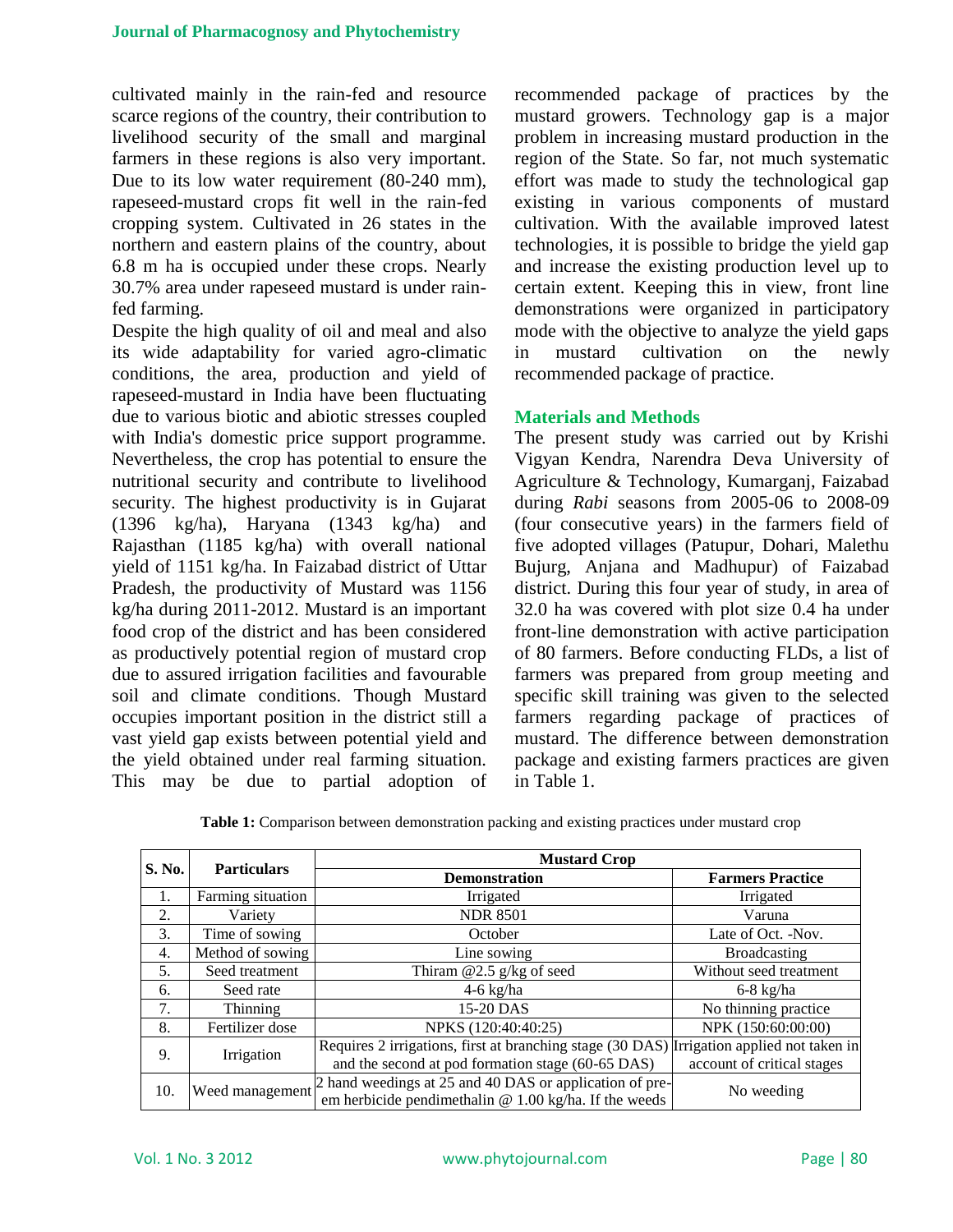cultivated mainly in the rain-fed and resource scarce regions of the country, their contribution to livelihood security of the small and marginal farmers in these regions is also very important. Due to its low water requirement (80-240 mm), rapeseed-mustard crops fit well in the rain-fed cropping system. Cultivated in 26 states in the northern and eastern plains of the country, about 6.8 m ha is occupied under these crops. Nearly 30.7% area under rapeseed mustard is under rain-fed farming.

Despite the high quality of oil and meal and also its wide adaptability for varied agro-climatic conditions, the area, production and yield of rapeseed-mustard in India have been fluctuating due to various biotic and abiotic stresses coupled with India's domestic price support programme. Nevertheless, the crop has potential to ensure the nutritional security and contribute to livelihood security. The highest productivity is in Gujarat (1396 kg/ha), Haryana (1343 kg/ha) and Rajasthan (1185 kg/ha) with overall national yield of 1151 kg/ha. In Faizabad district of Uttar Pradesh, the productivity of Mustard was 1156 kg/ha during 2011-2012. Mustard is an important food crop of the district and has been considered as productively potential region of mustard crop due to assured irrigation facilities and favourable soil and climate conditions. Though Mustard occupies important position in the district still a vast yield gap exists between potential yield and the yield obtained under real farming situation. This may be due to partial adoption of recommended package of practices by the mustard growers. Technology gap is a major problem in increasing mustard production in the region of the State. So far, not much systematic effort was made to study the technological gap existing in various components of mustard cultivation. With the available improved latest technologies, it is possible to bridge the yield gap and increase the existing production level up to certain extent. Keeping this in view, front line demonstrations were organized in participatory mode with the objective to analyze the yield gaps in mustard cultivation on the newly recommended package of practice.

## Materials and Methods

The present study was carried out by Krishi Vigyan Kendra, Narendra Deva University of Agriculture & Technology, Kumarganj, Faizabad during *Rabi* seasons from 2005-06 to 2008-09 (four consecutive years) in the farmers field of five adopted villages (Patupur, Dohari, Malethu Bujurg, Anjana and Madhupur) of Faizabad district. During this four year of study, in area of 32.0 ha was covered with plot size 0.4 ha under front-line demonstration with active participation of 80 farmers. Before conducting FLDs, a list of farmers was prepared from group meeting and specific skill training was given to the selected farmers regarding package of practices of mustard. The difference between demonstration package and existing farmers practices are given in Table 1.

**Table 1:** Comparison between demonstration packing and existing practices under mustard crop

| S. No. | Particulars | Mustard Crop | |
|---|---|---|---|
| | | **Demonstration** | **Farmers Practice** |
| 1. | Farming situation | Irrigated | Irrigated |
| 2. | Variety | NDR 8501 | Varuna |
| 3. | Time of sowing | October | Late of Oct. -Nov. |
| 4. | Method of sowing | Line sowing | Broadcasting |
| 5. | Seed treatment | Thiram @2.5 g/kg of seed | Without seed treatment |
| 6. | Seed rate | 4-6 kg/ha | 6-8 kg/ha |
| 7. | Thinning | 15-20 DAS | No thinning practice |
| 8. | Fertilizer dose | NPKS (120:40:40:25) | NPK (150:60:00:00) |
| 9. | Irrigation | Requires 2 irrigations, first at branching stage (30 DAS) and the second at pod formation stage (60-65 DAS) | Irrigation applied not taken in account of critical stages |
| 10. | Weed management | 2 hand weedings at 25 and 40 DAS or application of pre-em herbicide pendimethalin @ 1.00 kg/ha. If the weeds | No weeding |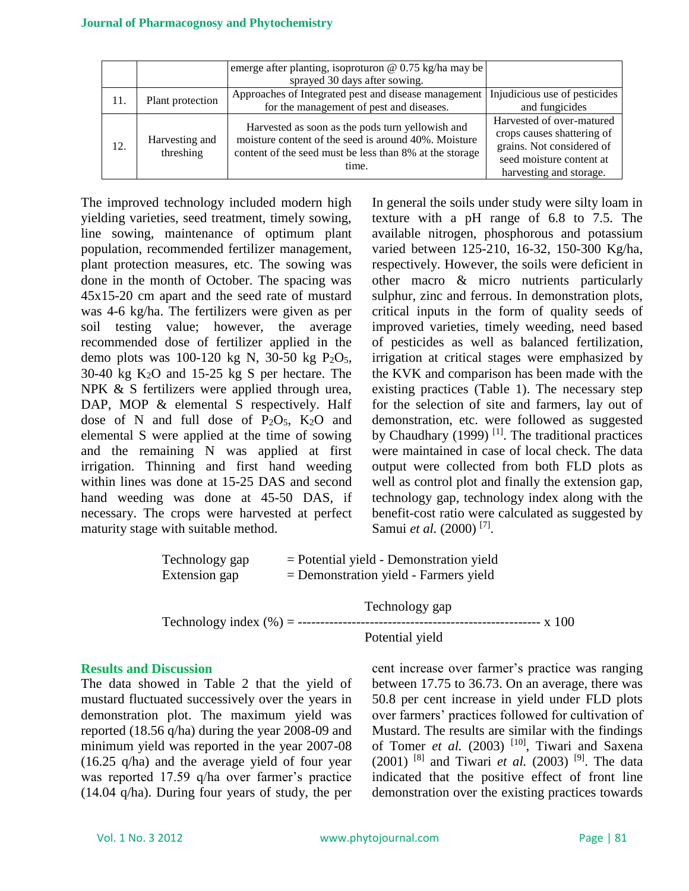|  |  | emerge after planting, isoproturon @ 0.75 kg/ha may be sprayed 30 days after sowing. |  |
|---|---|---|---|
| 11. | Plant protection | Approaches of Integrated pest and disease management for the management of pest and diseases. | Injudicious use of pesticides and fungicides |
| 12. | Harvesting and threshing | Harvested as soon as the pods turn yellowish and moisture content of the seed is around 40%. Moisture content of the seed must be less than 8% at the storage time. | Harvested of over-matured crops causes shattering of grains. Not considered of seed moisture content at harvesting and storage. |

The improved technology included modern high yielding varieties, seed treatment, timely sowing, line sowing, maintenance of optimum plant population, recommended fertilizer management, plant protection measures, etc. The sowing was done in the month of October. The spacing was 45x15-20 cm apart and the seed rate of mustard was 4-6 kg/ha. The fertilizers were given as per soil testing value; however, the average recommended dose of fertilizer applied in the demo plots was 100-120 kg N, 30-50 kg $P_2O_5$, 30-40 kg $K_2O$ and 15-25 kg S per hectare. The NPK & S fertilizers were applied through urea, DAP, MOP & elemental S respectively. Half dose of N and full dose of $P_2O_5$, $K_2O$ and elemental S were applied at the time of sowing and the remaining N was applied at first irrigation. Thinning and first hand weeding within lines was done at 15-25 DAS and second hand weeding was done at 45-50 DAS, if necessary. The crops were harvested at perfect maturity stage with suitable method.

In general the soils under study were silty loam in texture with a pH range of 6.8 to 7.5. The available nitrogen, phosphorous and potassium varied between 125-210, 16-32, 150-300 Kg/ha, respectively. However, the soils were deficient in other macro & micro nutrients particularly sulphur, zinc and ferrous. In demonstration plots, critical inputs in the form of quality seeds of improved varieties, timely weeding, need based of pesticides as well as balanced fertilization, irrigation at critical stages were emphasized by the KVK and comparison has been made with the existing practices (Table 1). The necessary step for the selection of site and farmers, lay out of demonstration, etc. were followed as suggested by Chaudhary (1999) [1]. The traditional practices were maintained in case of local check. The data output were collected from both FLD plots as well as control plot and finally the extension gap, technology gap, technology index along with the benefit-cost ratio were calculated as suggested by Samui *et al.* (2000) [7].

$$\text{Technology gap} = \text{Potential yield} - \text{Demonstration yield}$$

$$\text{Extension gap} = \text{Demonstration yield} - \text{Farmers yield}$$

$$\text{Technology index (\%)} = \frac{\text{Technology gap}}{\text{Potential yield}} \times 100$$

## Results and Discussion

The data showed in Table 2 that the yield of mustard fluctuated successively over the years in demonstration plot. The maximum yield was reported (18.56 q/ha) during the year 2008-09 and minimum yield was reported in the year 2007-08 (16.25 q/ha) and the average yield of four year was reported 17.59 q/ha over farmer's practice (14.04 q/ha). During four years of study, the per cent increase over farmer's practice was ranging between 17.75 to 36.73. On an average, there was 50.8 per cent increase in yield under FLD plots over farmers' practices followed for cultivation of Mustard. The results are similar with the findings of Tomer *et al.* (2003) [10], Tiwari and Saxena (2001) [8] and Tiwari *et al.* (2003) [9]. The data indicated that the positive effect of front line demonstration over the existing practices towards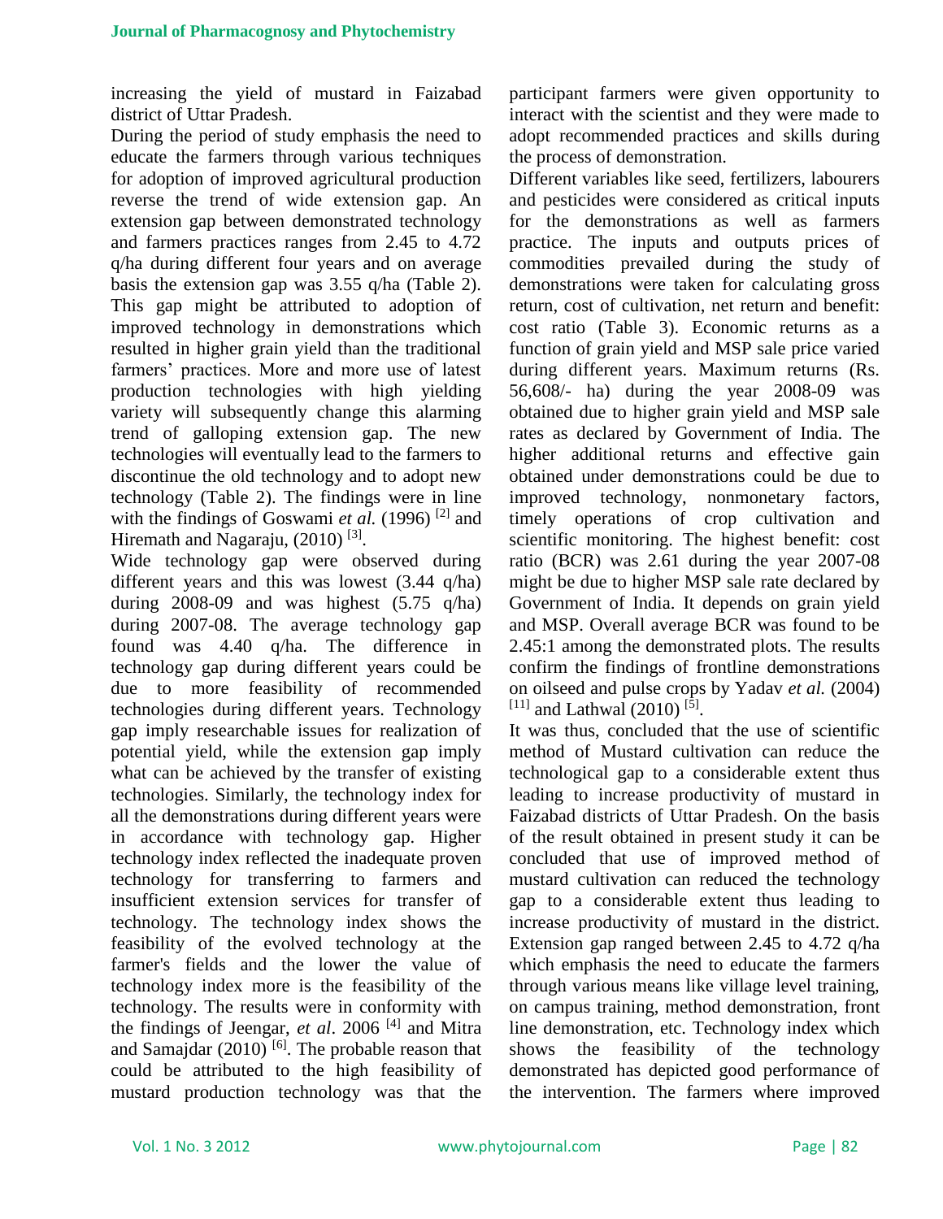increasing the yield of mustard in Faizabad district of Uttar Pradesh.

During the period of study emphasis the need to educate the farmers through various techniques for adoption of improved agricultural production reverse the trend of wide extension gap. An extension gap between demonstrated technology and farmers practices ranges from 2.45 to 4.72 q/ha during different four years and on average basis the extension gap was 3.55 q/ha (Table 2). This gap might be attributed to adoption of improved technology in demonstrations which resulted in higher grain yield than the traditional farmers' practices. More and more use of latest production technologies with high yielding variety will subsequently change this alarming trend of galloping extension gap. The new technologies will eventually lead to the farmers to discontinue the old technology and to adopt new technology (Table 2). The findings were in line with the findings of Goswami *et al.* (1996) [2] and Hiremath and Nagaraju, (2010) [3].

Wide technology gap were observed during different years and this was lowest (3.44 q/ha) during 2008-09 and was highest (5.75 q/ha) during 2007-08. The average technology gap found was 4.40 q/ha. The difference in technology gap during different years could be due to more feasibility of recommended technologies during different years. Technology gap imply researchable issues for realization of potential yield, while the extension gap imply what can be achieved by the transfer of existing technologies. Similarly, the technology index for all the demonstrations during different years were in accordance with technology gap. Higher technology index reflected the inadequate proven technology for transferring to farmers and insufficient extension services for transfer of technology. The technology index shows the feasibility of the evolved technology at the farmer's fields and the lower the value of technology index more is the feasibility of the technology. The results were in conformity with the findings of Jeengar, *et al*. 2006 [4] and Mitra and Samajdar (2010) [6]. The probable reason that could be attributed to the high feasibility of mustard production technology was that the participant farmers were given opportunity to interact with the scientist and they were made to adopt recommended practices and skills during the process of demonstration.

Different variables like seed, fertilizers, labourers and pesticides were considered as critical inputs for the demonstrations as well as farmers practice. The inputs and outputs prices of commodities prevailed during the study of demonstrations were taken for calculating gross return, cost of cultivation, net return and benefit: cost ratio (Table 3). Economic returns as a function of grain yield and MSP sale price varied during different years. Maximum returns (Rs. 56,608/- ha) during the year 2008-09 was obtained due to higher grain yield and MSP sale rates as declared by Government of India. The higher additional returns and effective gain obtained under demonstrations could be due to improved technology, nonmonetary factors, timely operations of crop cultivation and scientific monitoring. The highest benefit: cost ratio (BCR) was 2.61 during the year 2007-08 might be due to higher MSP sale rate declared by Government of India. It depends on grain yield and MSP. Overall average BCR was found to be 2.45:1 among the demonstrated plots. The results confirm the findings of frontline demonstrations on oilseed and pulse crops by Yadav *et al.* (2004) [11] and Lathwal (2010) [5].

It was thus, concluded that the use of scientific method of Mustard cultivation can reduce the technological gap to a considerable extent thus leading to increase productivity of mustard in Faizabad districts of Uttar Pradesh. On the basis of the result obtained in present study it can be concluded that use of improved method of mustard cultivation can reduced the technology gap to a considerable extent thus leading to increase productivity of mustard in the district. Extension gap ranged between 2.45 to 4.72 q/ha which emphasis the need to educate the farmers through various means like village level training, on campus training, method demonstration, front line demonstration, etc. Technology index which shows the feasibility of the technology demonstrated has depicted good performance of the intervention. The farmers where improved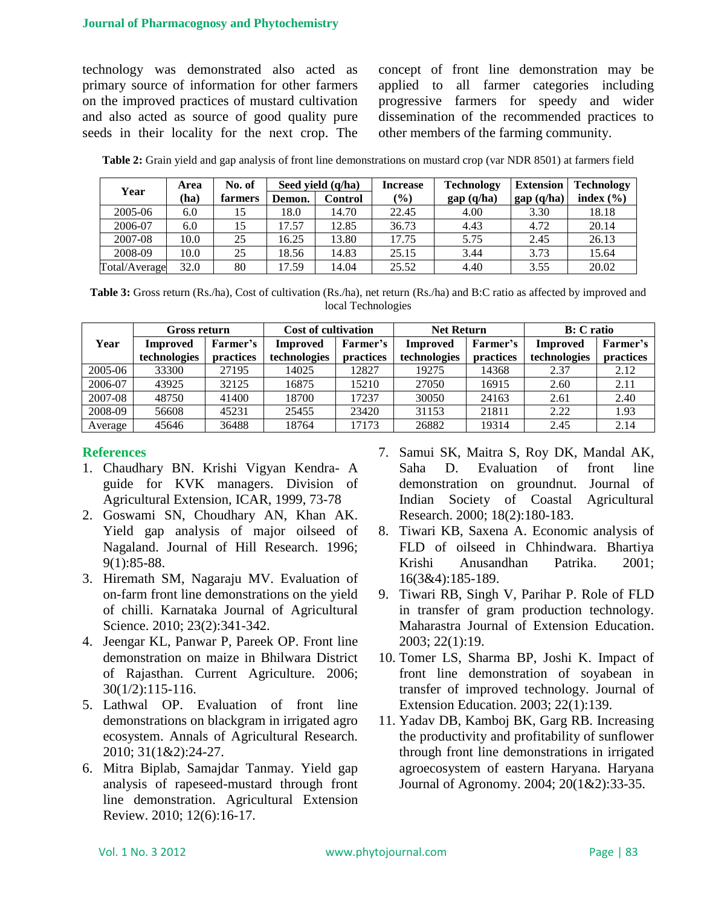technology was demonstrated also acted as primary source of information for other farmers on the improved practices of mustard cultivation and also acted as source of good quality pure seeds in their locality for the next crop. The concept of front line demonstration may be applied to all farmer categories including progressive farmers for speedy and wider dissemination of the recommended practices to other members of the farming community.

**Table 2:** Grain yield and gap analysis of front line demonstrations on mustard crop (var NDR 8501) at farmers field

| Year | Area (ha) | No. of farmers | Seed yield (q/ha) | | Increase (%) | Technology gap (q/ha) | Extension gap (q/ha) | Technology index (%) |
|---|---|---|---|---|---|---|---|---|
| | | | Demon. | Control | | | | |
| 2005-06 | 6.0 | 15 | 18.0 | 14.70 | 22.45 | 4.00 | 3.30 | 18.18 |
| 2006-07 | 6.0 | 15 | 17.57 | 12.85 | 36.73 | 4.43 | 4.72 | 20.14 |
| 2007-08 | 10.0 | 25 | 16.25 | 13.80 | 17.75 | 5.75 | 2.45 | 26.13 |
| 2008-09 | 10.0 | 25 | 18.56 | 14.83 | 25.15 | 3.44 | 3.73 | 15.64 |
| Total/Average | 32.0 | 80 | 17.59 | 14.04 | 25.52 | 4.40 | 3.55 | 20.02 |

**Table 3:** Gross return (Rs./ha), Cost of cultivation (Rs./ha), net return (Rs./ha) and B:C ratio as affected by improved and local Technologies

| Year | Gross return | | Cost of cultivation | | Net Return | | B: C ratio | |
|---|---|---|---|---|---|---|---|---|
| | Improved technologies | Farmer's practices | Improved technologies | Farmer's practices | Improved technologies | Farmer's practices | Improved technologies | Farmer's practices |
| 2005-06 | 33300 | 27195 | 14025 | 12827 | 19275 | 14368 | 2.37 | 2.12 |
| 2006-07 | 43925 | 32125 | 16875 | 15210 | 27050 | 16915 | 2.60 | 2.11 |
| 2007-08 | 48750 | 41400 | 18700 | 17237 | 30050 | 24163 | 2.61 | 2.40 |
| 2008-09 | 56608 | 45231 | 25455 | 23420 | 31153 | 21811 | 2.22 | 1.93 |
| Average | 45646 | 36488 | 18764 | 17173 | 26882 | 19314 | 2.45 | 2.14 |

## References

1. Chaudhary BN. Krishi Vigyan Kendra- A guide for KVK managers. Division of Agricultural Extension, ICAR, 1999, 73-78
2. Goswami SN, Choudhary AN, Khan AK. Yield gap analysis of major oilseed of Nagaland. Journal of Hill Research. 1996; 9(1):85-88.
3. Hiremath SM, Nagaraju MV. Evaluation of on-farm front line demonstrations on the yield of chilli. Karnataka Journal of Agricultural Science. 2010; 23(2):341-342.
4. Jeengar KL, Panwar P, Pareek OP. Front line demonstration on maize in Bhilwara District of Rajasthan. Current Agriculture. 2006; 30(1/2):115-116.
5. Lathwal OP. Evaluation of front line demonstrations on blackgram in irrigated agro ecosystem. Annals of Agricultural Research. 2010; 31(1&2):24-27.
6. Mitra Biplab, Samajdar Tanmay. Yield gap analysis of rapeseed-mustard through front line demonstration. Agricultural Extension Review. 2010; 12(6):16-17.
7. Samui SK, Maitra S, Roy DK, Mandal AK, Saha D. Evaluation of front line demonstration on groundnut. Journal of Indian Society of Coastal Agricultural Research. 2000; 18(2):180-183.
8. Tiwari KB, Saxena A. Economic analysis of FLD of oilseed in Chhindwara. Bhartiya Krishi Anusandhan Patrika. 2001; 16(3&4):185-189.
9. Tiwari RB, Singh V, Parihar P. Role of FLD in transfer of gram production technology. Maharastra Journal of Extension Education. 2003; 22(1):19.
10. Tomer LS, Sharma BP, Joshi K. Impact of front line demonstration of soyabean in transfer of improved technology. Journal of Extension Education. 2003; 22(1):139.
11. Yadav DB, Kamboj BK, Garg RB. Increasing the productivity and profitability of sunflower through front line demonstrations in irrigated agroecosystem of eastern Haryana. Haryana Journal of Agronomy. 2004; 20(1&2):33-35.